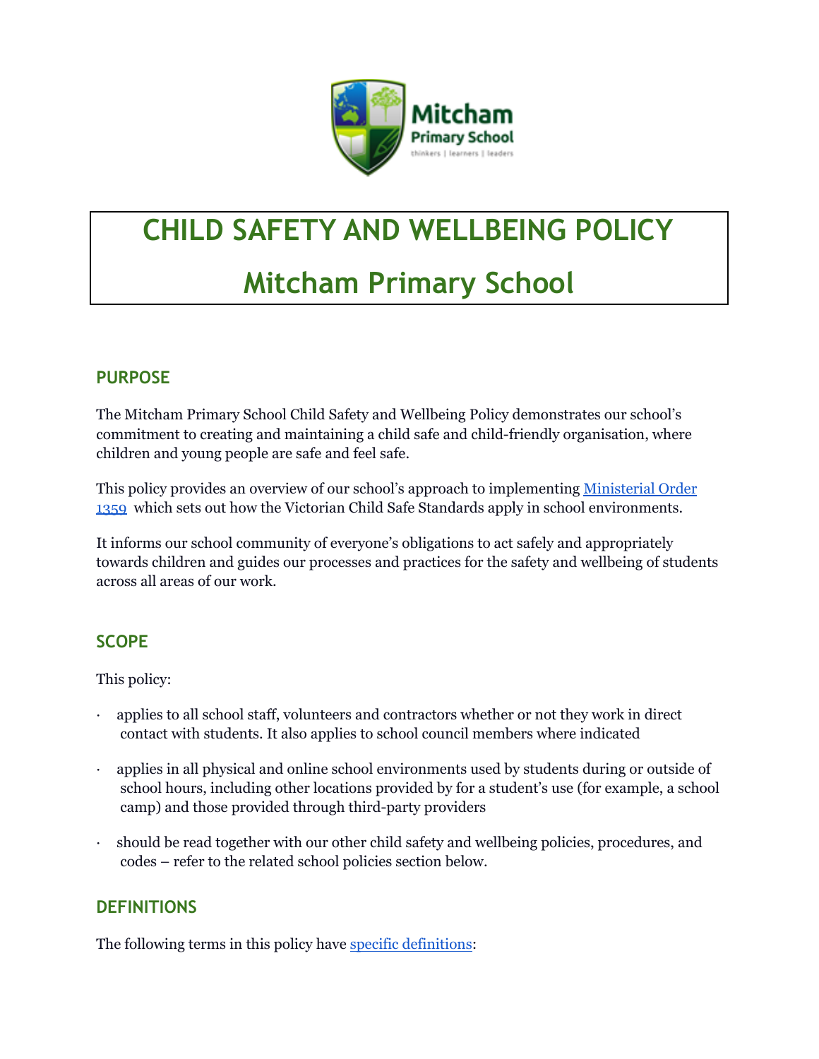# CHILD SAFETY AND WELLBEING POLICY

# Mitcham Primary School

## PURPOSE

The Mitcham Primary School Child Safety and Wellbeing Policy demonstrates our school's commitment to creating and maintaining a child safe and child-friendly organisation, where children and young people are safe and feel safe.

This policy provides an overview of our school's approach to implementing [Ministerial Order 1359](#) which sets out how the Victorian Child Safe Standards apply in school environments.

It informs our school community of everyone's obligations to act safely and appropriately towards children and guides our processes and practices for the safety and wellbeing of students across all areas of our work.

## SCOPE

This policy:

- applies to all school staff, volunteers and contractors whether or not they work in direct contact with students. It also applies to school council members where indicated
- applies in all physical and online school environments used by students during or outside of school hours, including other locations provided by for a student's use (for example, a school camp) and those provided through third-party providers
- should be read together with our other child safety and wellbeing policies, procedures, and codes – refer to the related school policies section below.

## DEFINITIONS

The following terms in this policy have [specific definitions](#):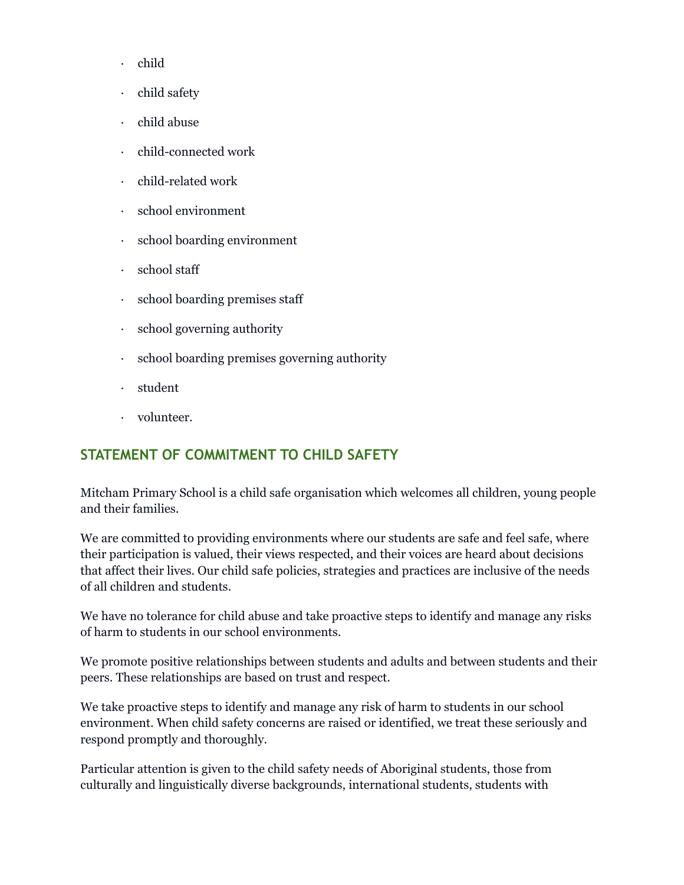- child
- child safety
- child abuse
- child-connected work
- child-related work
- school environment
- school boarding environment
- school staff
- school boarding premises staff
- school governing authority
- school boarding premises governing authority
- student
- volunteer.

## STATEMENT OF COMMITMENT TO CHILD SAFETY

Mitcham Primary School is a child safe organisation which welcomes all children, young people and their families.

We are committed to providing environments where our students are safe and feel safe, where their participation is valued, their views respected, and their voices are heard about decisions that affect their lives. Our child safe policies, strategies and practices are inclusive of the needs of all children and students.

We have no tolerance for child abuse and take proactive steps to identify and manage any risks of harm to students in our school environments.

We promote positive relationships between students and adults and between students and their peers. These relationships are based on trust and respect.

We take proactive steps to identify and manage any risk of harm to students in our school environment. When child safety concerns are raised or identified, we treat these seriously and respond promptly and thoroughly.

Particular attention is given to the child safety needs of Aboriginal students, those from culturally and linguistically diverse backgrounds, international students, students with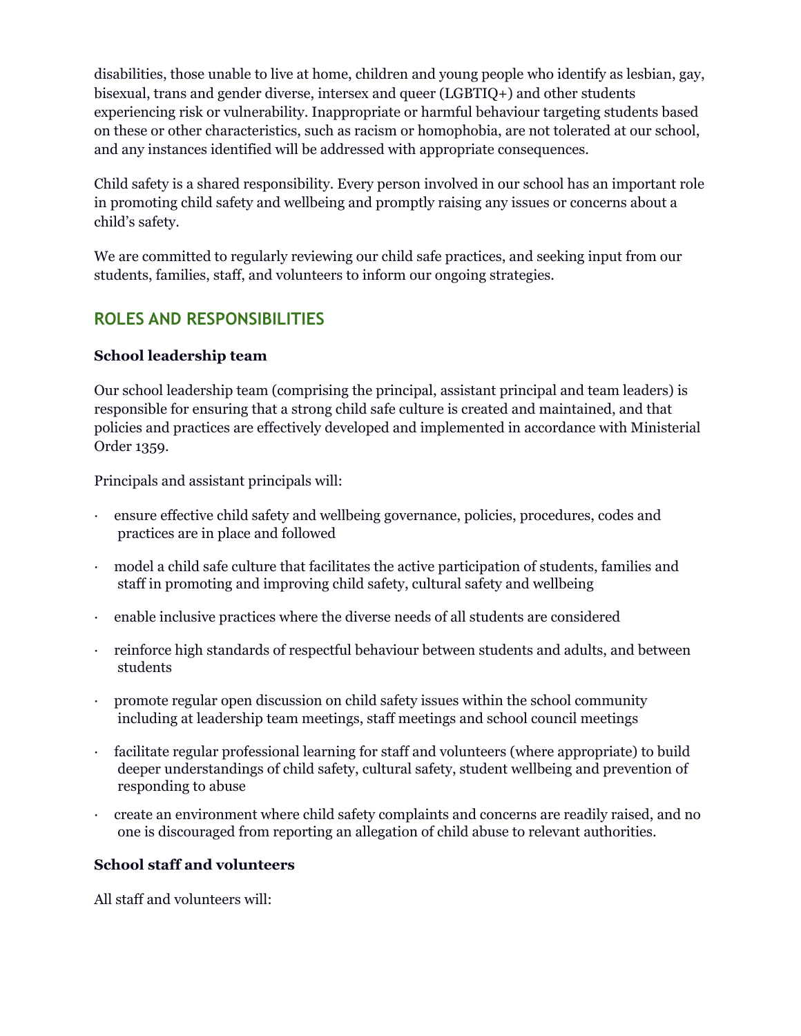disabilities, those unable to live at home, children and young people who identify as lesbian, gay, bisexual, trans and gender diverse, intersex and queer (LGBTIQ+) and other students experiencing risk or vulnerability. Inappropriate or harmful behaviour targeting students based on these or other characteristics, such as racism or homophobia, are not tolerated at our school, and any instances identified will be addressed with appropriate consequences.

Child safety is a shared responsibility. Every person involved in our school has an important role in promoting child safety and wellbeing and promptly raising any issues or concerns about a child's safety.

We are committed to regularly reviewing our child safe practices, and seeking input from our students, families, staff, and volunteers to inform our ongoing strategies.

## ROLES AND RESPONSIBILITIES

**School leadership team**

Our school leadership team (comprising the principal, assistant principal and team leaders) is responsible for ensuring that a strong child safe culture is created and maintained, and that policies and practices are effectively developed and implemented in accordance with Ministerial Order 1359.

Principals and assistant principals will:

- ensure effective child safety and wellbeing governance, policies, procedures, codes and practices are in place and followed
- model a child safe culture that facilitates the active participation of students, families and staff in promoting and improving child safety, cultural safety and wellbeing
- enable inclusive practices where the diverse needs of all students are considered
- reinforce high standards of respectful behaviour between students and adults, and between students
- promote regular open discussion on child safety issues within the school community including at leadership team meetings, staff meetings and school council meetings
- facilitate regular professional learning for staff and volunteers (where appropriate) to build deeper understandings of child safety, cultural safety, student wellbeing and prevention of responding to abuse
- create an environment where child safety complaints and concerns are readily raised, and no one is discouraged from reporting an allegation of child abuse to relevant authorities.

**School staff and volunteers**

All staff and volunteers will: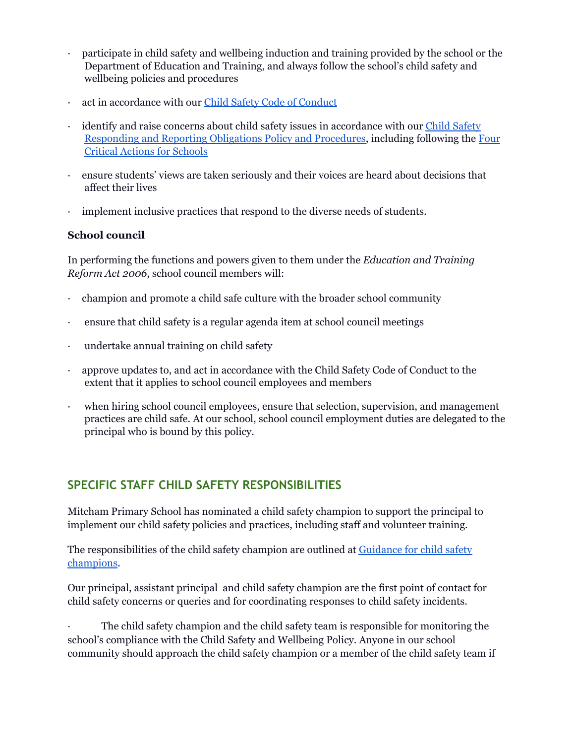- participate in child safety and wellbeing induction and training provided by the school or the Department of Education and Training, and always follow the school's child safety and wellbeing policies and procedures
- act in accordance with our [Child Safety Code of Conduct]
- identify and raise concerns about child safety issues in accordance with our [Child Safety Responding and Reporting Obligations Policy and Procedures], including following the [Four Critical Actions for Schools]
- ensure students' views are taken seriously and their voices are heard about decisions that affect their lives
- implement inclusive practices that respond to the diverse needs of students.

**School council**

In performing the functions and powers given to them under the *Education and Training Reform Act 2006*, school council members will:

- champion and promote a child safe culture with the broader school community
- ensure that child safety is a regular agenda item at school council meetings
- undertake annual training on child safety
- approve updates to, and act in accordance with the Child Safety Code of Conduct to the extent that it applies to school council employees and members
- when hiring school council employees, ensure that selection, supervision, and management practices are child safe. At our school, school council employment duties are delegated to the principal who is bound by this policy.

## SPECIFIC STAFF CHILD SAFETY RESPONSIBILITIES

Mitcham Primary School has nominated a child safety champion to support the principal to implement our child safety policies and practices, including staff and volunteer training.

The responsibilities of the child safety champion are outlined at [Guidance for child safety champions].

Our principal, assistant principal and child safety champion are the first point of contact for child safety concerns or queries and for coordinating responses to child safety incidents.

- The child safety champion and the child safety team is responsible for monitoring the school's compliance with the Child Safety and Wellbeing Policy. Anyone in our school community should approach the child safety champion or a member of the child safety team if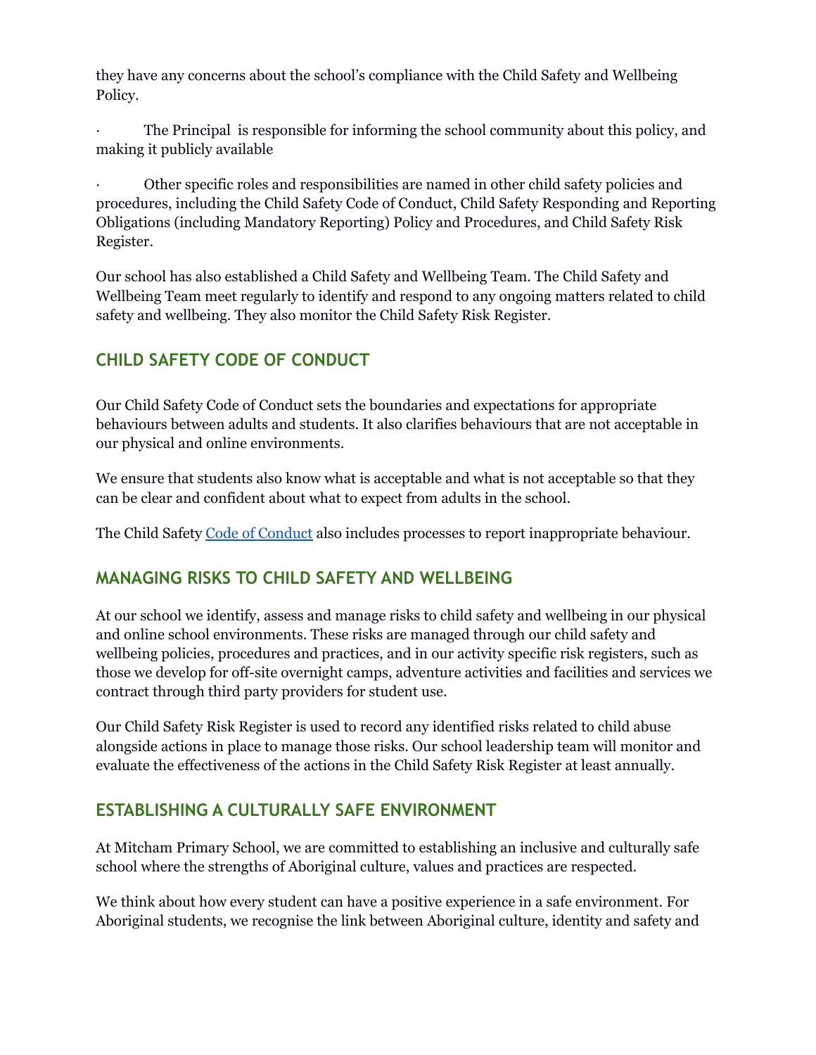they have any concerns about the school's compliance with the Child Safety and Wellbeing Policy.

- The Principal is responsible for informing the school community about this policy, and making it publicly available

- Other specific roles and responsibilities are named in other child safety policies and procedures, including the Child Safety Code of Conduct, Child Safety Responding and Reporting Obligations (including Mandatory Reporting) Policy and Procedures, and Child Safety Risk Register.

Our school has also established a Child Safety and Wellbeing Team. The Child Safety and Wellbeing Team meet regularly to identify and respond to any ongoing matters related to child safety and wellbeing. They also monitor the Child Safety Risk Register.

## CHILD SAFETY CODE OF CONDUCT

Our Child Safety Code of Conduct sets the boundaries and expectations for appropriate behaviours between adults and students. It also clarifies behaviours that are not acceptable in our physical and online environments.

We ensure that students also know what is acceptable and what is not acceptable so that they can be clear and confident about what to expect from adults in the school.

The Child Safety Code of Conduct also includes processes to report inappropriate behaviour.

## MANAGING RISKS TO CHILD SAFETY AND WELLBEING

At our school we identify, assess and manage risks to child safety and wellbeing in our physical and online school environments. These risks are managed through our child safety and wellbeing policies, procedures and practices, and in our activity specific risk registers, such as those we develop for off-site overnight camps, adventure activities and facilities and services we contract through third party providers for student use.

Our Child Safety Risk Register is used to record any identified risks related to child abuse alongside actions in place to manage those risks. Our school leadership team will monitor and evaluate the effectiveness of the actions in the Child Safety Risk Register at least annually.

## ESTABLISHING A CULTURALLY SAFE ENVIRONMENT

At Mitcham Primary School, we are committed to establishing an inclusive and culturally safe school where the strengths of Aboriginal culture, values and practices are respected.

We think about how every student can have a positive experience in a safe environment. For Aboriginal students, we recognise the link between Aboriginal culture, identity and safety and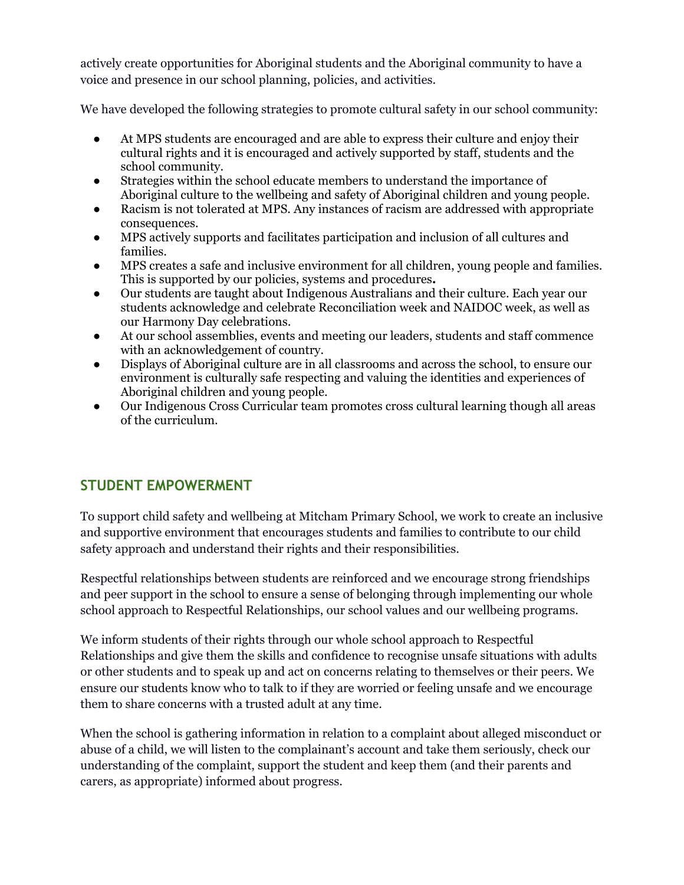actively create opportunities for Aboriginal students and the Aboriginal community to have a voice and presence in our school planning, policies, and activities.

We have developed the following strategies to promote cultural safety in our school community:

- At MPS students are encouraged and are able to express their culture and enjoy their cultural rights and it is encouraged and actively supported by staff, students and the school community.
- Strategies within the school educate members to understand the importance of Aboriginal culture to the wellbeing and safety of Aboriginal children and young people.
- Racism is not tolerated at MPS. Any instances of racism are addressed with appropriate consequences.
- MPS actively supports and facilitates participation and inclusion of all cultures and families.
- MPS creates a safe and inclusive environment for all children, young people and families. This is supported by our policies, systems and procedures**.**
- Our students are taught about Indigenous Australians and their culture. Each year our students acknowledge and celebrate Reconciliation week and NAIDOC week, as well as our Harmony Day celebrations.
- At our school assemblies, events and meeting our leaders, students and staff commence with an acknowledgement of country.
- Displays of Aboriginal culture are in all classrooms and across the school, to ensure our environment is culturally safe respecting and valuing the identities and experiences of Aboriginal children and young people.
- Our Indigenous Cross Curricular team promotes cross cultural learning though all areas of the curriculum.

## STUDENT EMPOWERMENT

To support child safety and wellbeing at Mitcham Primary School, we work to create an inclusive and supportive environment that encourages students and families to contribute to our child safety approach and understand their rights and their responsibilities.

Respectful relationships between students are reinforced and we encourage strong friendships and peer support in the school to ensure a sense of belonging through implementing our whole school approach to Respectful Relationships, our school values and our wellbeing programs.

We inform students of their rights through our whole school approach to Respectful Relationships and give them the skills and confidence to recognise unsafe situations with adults or other students and to speak up and act on concerns relating to themselves or their peers. We ensure our students know who to talk to if they are worried or feeling unsafe and we encourage them to share concerns with a trusted adult at any time.

When the school is gathering information in relation to a complaint about alleged misconduct or abuse of a child, we will listen to the complainant's account and take them seriously, check our understanding of the complaint, support the student and keep them (and their parents and carers, as appropriate) informed about progress.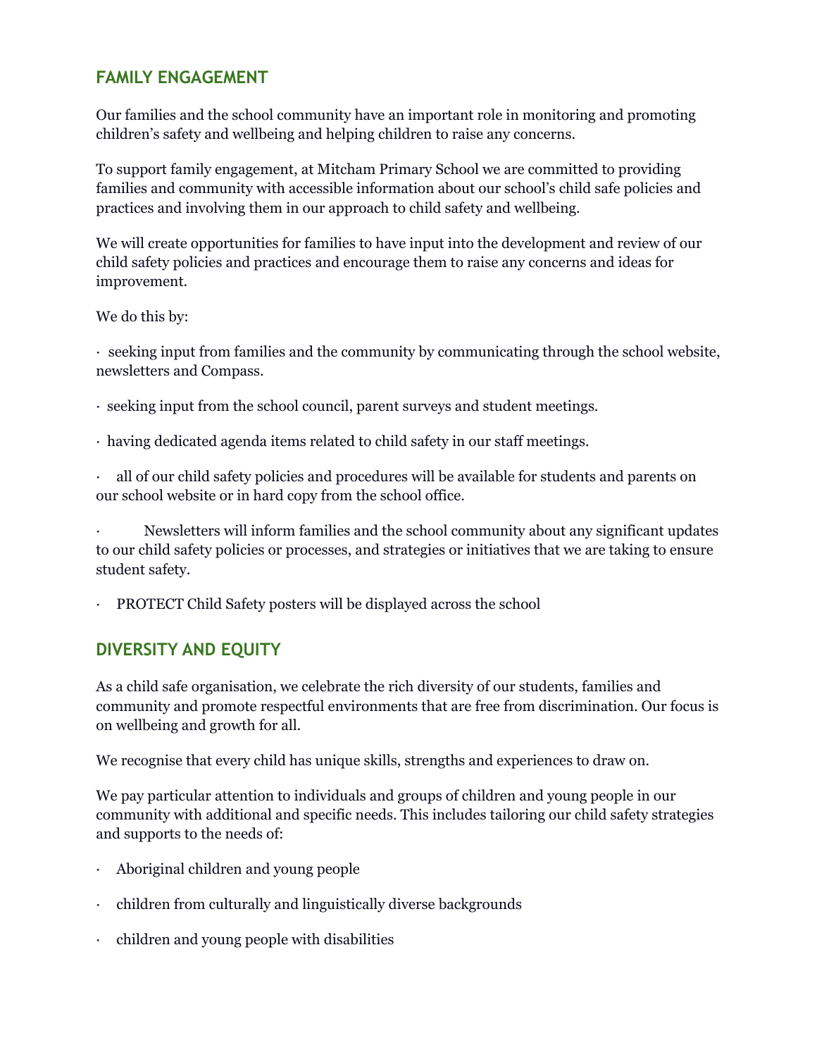## FAMILY ENGAGEMENT

Our families and the school community have an important role in monitoring and promoting children's safety and wellbeing and helping children to raise any concerns.

To support family engagement, at Mitcham Primary School we are committed to providing families and community with accessible information about our school's child safe policies and practices and involving them in our approach to child safety and wellbeing.

We will create opportunities for families to have input into the development and review of our child safety policies and practices and encourage them to raise any concerns and ideas for improvement.

We do this by:

- seeking input from families and the community by communicating through the school website, newsletters and Compass.
- seeking input from the school council, parent surveys and student meetings.
- having dedicated agenda items related to child safety in our staff meetings.
- all of our child safety policies and procedures will be available for students and parents on our school website or in hard copy from the school office.
- Newsletters will inform families and the school community about any significant updates to our child safety policies or processes, and strategies or initiatives that we are taking to ensure student safety.
- PROTECT Child Safety posters will be displayed across the school

## DIVERSITY AND EQUITY

As a child safe organisation, we celebrate the rich diversity of our students, families and community and promote respectful environments that are free from discrimination. Our focus is on wellbeing and growth for all.

We recognise that every child has unique skills, strengths and experiences to draw on.

We pay particular attention to individuals and groups of children and young people in our community with additional and specific needs. This includes tailoring our child safety strategies and supports to the needs of:

- Aboriginal children and young people
- children from culturally and linguistically diverse backgrounds
- children and young people with disabilities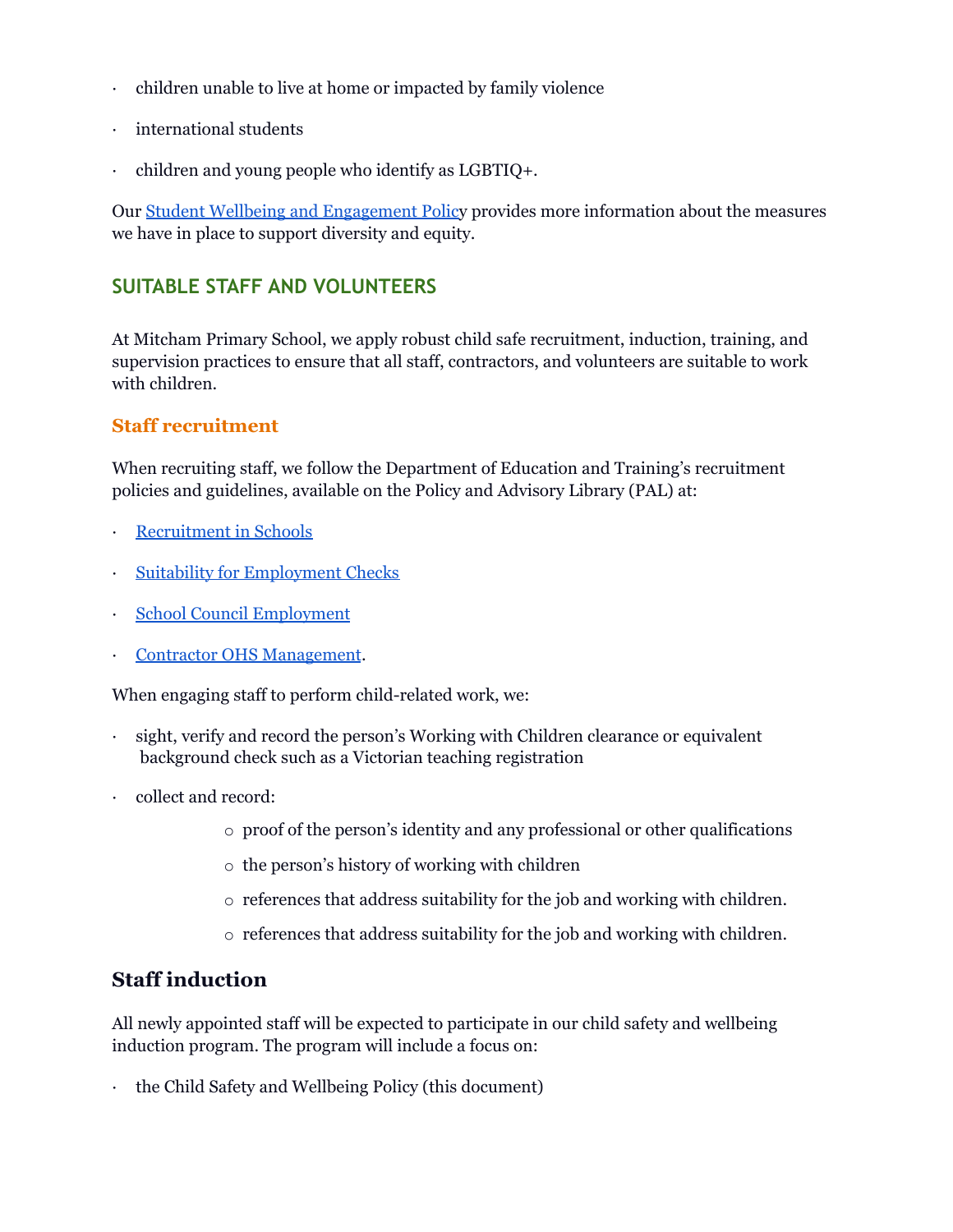- children unable to live at home or impacted by family violence
- international students
- children and young people who identify as LGBTIQ+.

Our Student Wellbeing and Engagement Policy provides more information about the measures we have in place to support diversity and equity.

## SUITABLE STAFF AND VOLUNTEERS

At Mitcham Primary School, we apply robust child safe recruitment, induction, training, and supervision practices to ensure that all staff, contractors, and volunteers are suitable to work with children.

### Staff recruitment

When recruiting staff, we follow the Department of Education and Training's recruitment policies and guidelines, available on the Policy and Advisory Library (PAL) at:

- Recruitment in Schools
- Suitability for Employment Checks
- School Council Employment
- Contractor OHS Management.

When engaging staff to perform child-related work, we:

- sight, verify and record the person's Working with Children clearance or equivalent background check such as a Victorian teaching registration
- collect and record:
  - proof of the person's identity and any professional or other qualifications
  - the person's history of working with children
  - references that address suitability for the job and working with children.
  - references that address suitability for the job and working with children.

### Staff induction

All newly appointed staff will be expected to participate in our child safety and wellbeing induction program. The program will include a focus on:

- the Child Safety and Wellbeing Policy (this document)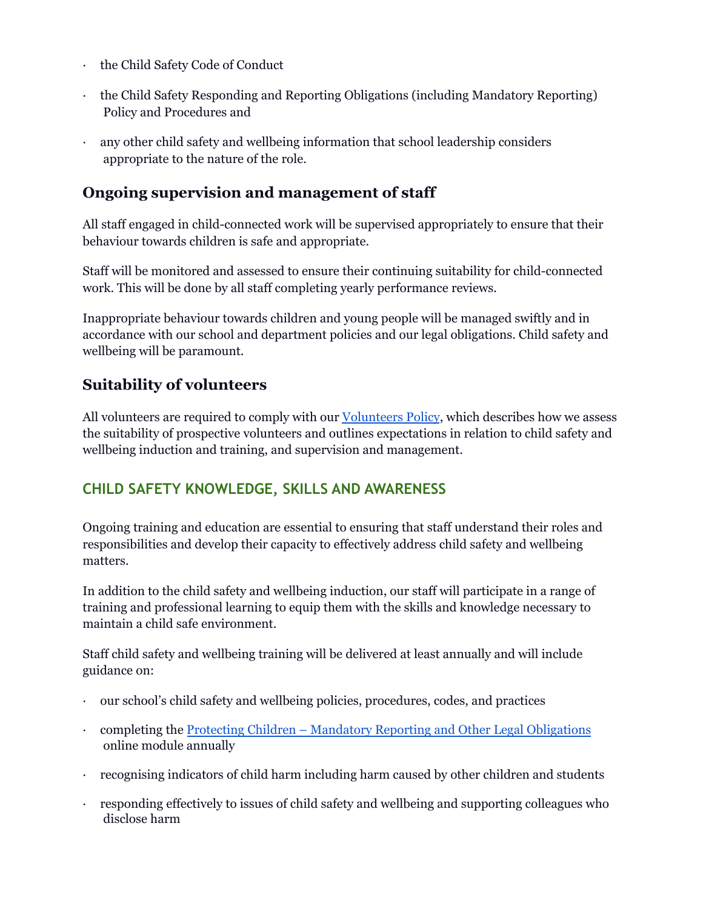- the Child Safety Code of Conduct
- the Child Safety Responding and Reporting Obligations (including Mandatory Reporting) Policy and Procedures and
- any other child safety and wellbeing information that school leadership considers appropriate to the nature of the role.

### Ongoing supervision and management of staff

All staff engaged in child-connected work will be supervised appropriately to ensure that their behaviour towards children is safe and appropriate.

Staff will be monitored and assessed to ensure their continuing suitability for child-connected work. This will be done by all staff completing yearly performance reviews.

Inappropriate behaviour towards children and young people will be managed swiftly and in accordance with our school and department policies and our legal obligations. Child safety and wellbeing will be paramount.

### Suitability of volunteers

All volunteers are required to comply with our Volunteers Policy, which describes how we assess the suitability of prospective volunteers and outlines expectations in relation to child safety and wellbeing induction and training, and supervision and management.

## CHILD SAFETY KNOWLEDGE, SKILLS AND AWARENESS

Ongoing training and education are essential to ensuring that staff understand their roles and responsibilities and develop their capacity to effectively address child safety and wellbeing matters.

In addition to the child safety and wellbeing induction, our staff will participate in a range of training and professional learning to equip them with the skills and knowledge necessary to maintain a child safe environment.

Staff child safety and wellbeing training will be delivered at least annually and will include guidance on:

- our school's child safety and wellbeing policies, procedures, codes, and practices
- completing the Protecting Children – Mandatory Reporting and Other Legal Obligations online module annually
- recognising indicators of child harm including harm caused by other children and students
- responding effectively to issues of child safety and wellbeing and supporting colleagues who disclose harm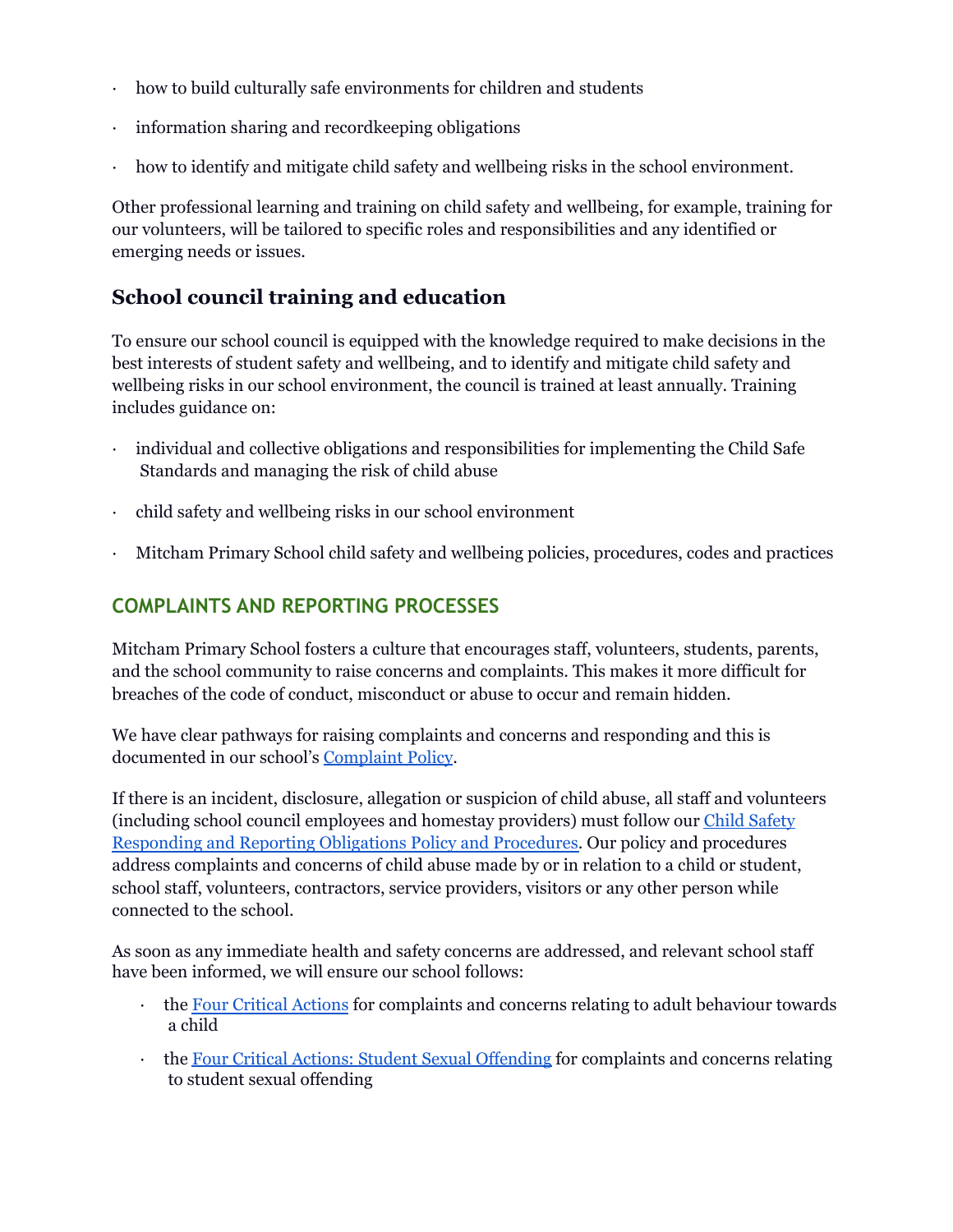- how to build culturally safe environments for children and students
- information sharing and recordkeeping obligations
- how to identify and mitigate child safety and wellbeing risks in the school environment.

Other professional learning and training on child safety and wellbeing, for example, training for our volunteers, will be tailored to specific roles and responsibilities and any identified or emerging needs or issues.

### School council training and education

To ensure our school council is equipped with the knowledge required to make decisions in the best interests of student safety and wellbeing, and to identify and mitigate child safety and wellbeing risks in our school environment, the council is trained at least annually. Training includes guidance on:

- individual and collective obligations and responsibilities for implementing the Child Safe Standards and managing the risk of child abuse
- child safety and wellbeing risks in our school environment
- Mitcham Primary School child safety and wellbeing policies, procedures, codes and practices

## COMPLAINTS AND REPORTING PROCESSES

Mitcham Primary School fosters a culture that encourages staff, volunteers, students, parents, and the school community to raise concerns and complaints. This makes it more difficult for breaches of the code of conduct, misconduct or abuse to occur and remain hidden.

We have clear pathways for raising complaints and concerns and responding and this is documented in our school's Complaint Policy.

If there is an incident, disclosure, allegation or suspicion of child abuse, all staff and volunteers (including school council employees and homestay providers) must follow our Child Safety Responding and Reporting Obligations Policy and Procedures. Our policy and procedures address complaints and concerns of child abuse made by or in relation to a child or student, school staff, volunteers, contractors, service providers, visitors or any other person while connected to the school.

As soon as any immediate health and safety concerns are addressed, and relevant school staff have been informed, we will ensure our school follows:

- the Four Critical Actions for complaints and concerns relating to adult behaviour towards a child
- the Four Critical Actions: Student Sexual Offending for complaints and concerns relating to student sexual offending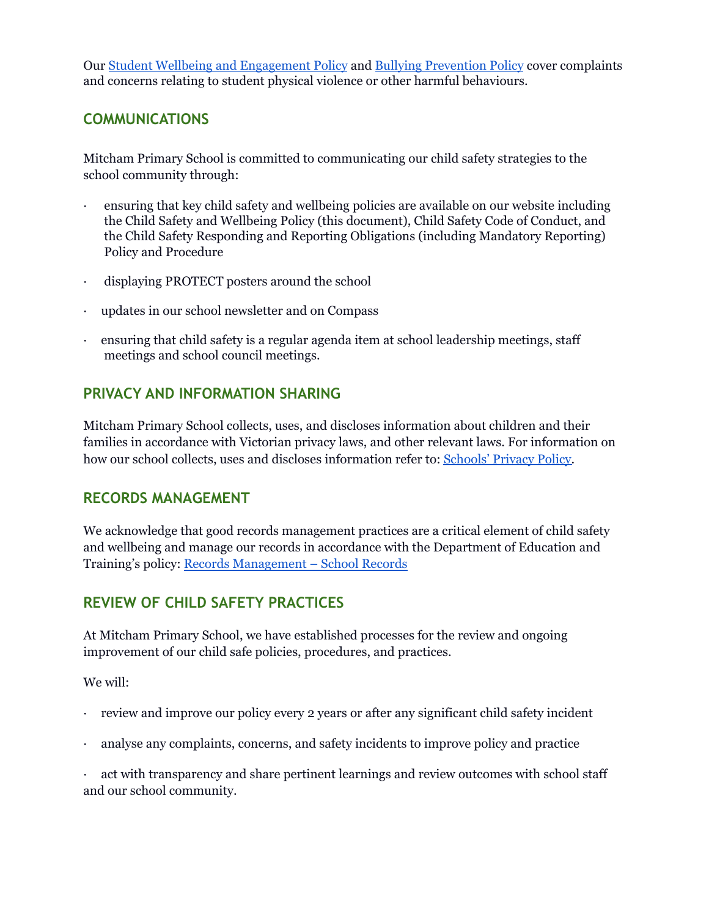Our [Student Wellbeing and Engagement Policy]() and [Bullying Prevention Policy]() cover complaints and concerns relating to student physical violence or other harmful behaviours.

## COMMUNICATIONS

Mitcham Primary School is committed to communicating our child safety strategies to the school community through:

- ensuring that key child safety and wellbeing policies are available on our website including the Child Safety and Wellbeing Policy (this document), Child Safety Code of Conduct, and the Child Safety Responding and Reporting Obligations (including Mandatory Reporting) Policy and Procedure
- displaying PROTECT posters around the school
- updates in our school newsletter and on Compass
- ensuring that child safety is a regular agenda item at school leadership meetings, staff meetings and school council meetings.

## PRIVACY AND INFORMATION SHARING

Mitcham Primary School collects, uses, and discloses information about children and their families in accordance with Victorian privacy laws, and other relevant laws. For information on how our school collects, uses and discloses information refer to: [Schools' Privacy Policy]().

## RECORDS MANAGEMENT

We acknowledge that good records management practices are a critical element of child safety and wellbeing and manage our records in accordance with the Department of Education and Training's policy: [Records Management – School Records]()

## REVIEW OF CHILD SAFETY PRACTICES

At Mitcham Primary School, we have established processes for the review and ongoing improvement of our child safe policies, procedures, and practices.

We will:

- review and improve our policy every 2 years or after any significant child safety incident
- analyse any complaints, concerns, and safety incidents to improve policy and practice
- act with transparency and share pertinent learnings and review outcomes with school staff and our school community.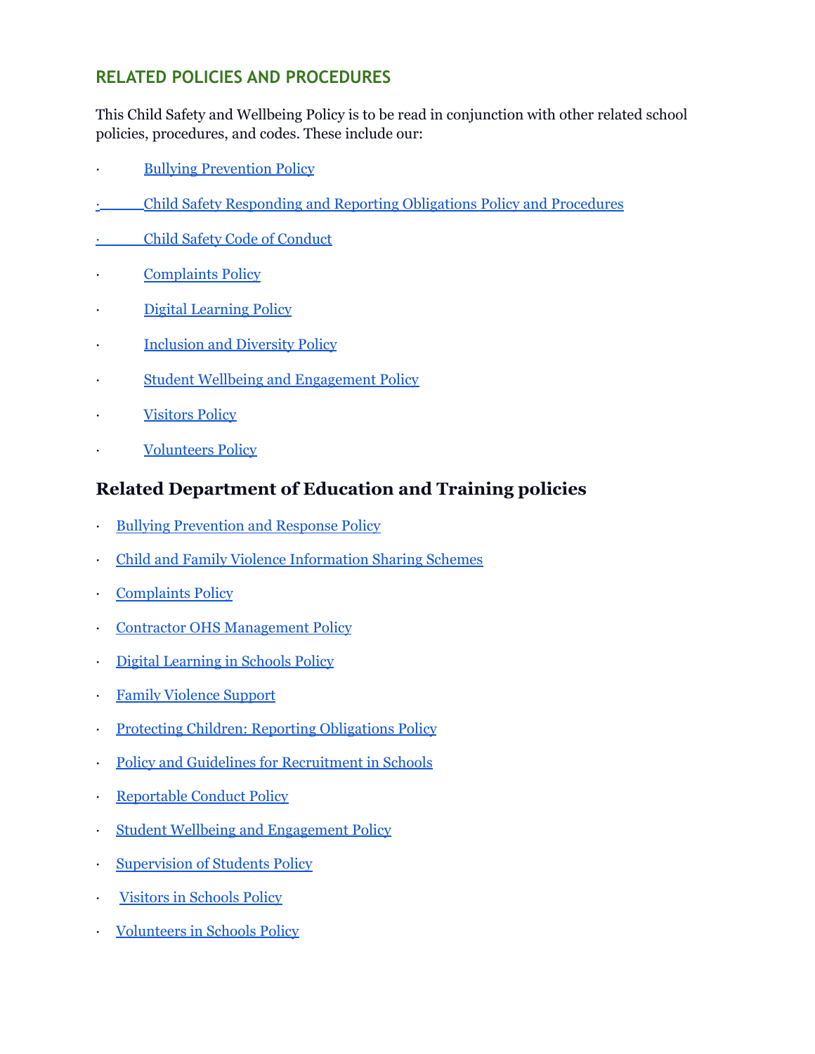## RELATED POLICIES AND PROCEDURES

This Child Safety and Wellbeing Policy is to be read in conjunction with other related school policies, procedures, and codes. These include our:

- Bullying Prevention Policy
- Child Safety Responding and Reporting Obligations Policy and Procedures
- Child Safety Code of Conduct
- Complaints Policy
- Digital Learning Policy
- Inclusion and Diversity Policy
- Student Wellbeing and Engagement Policy
- Visitors Policy
- Volunteers Policy

## Related Department of Education and Training policies

- Bullying Prevention and Response Policy
- Child and Family Violence Information Sharing Schemes
- Complaints Policy
- Contractor OHS Management Policy
- Digital Learning in Schools Policy
- Family Violence Support
- Protecting Children: Reporting Obligations Policy
- Policy and Guidelines for Recruitment in Schools
- Reportable Conduct Policy
- Student Wellbeing and Engagement Policy
- Supervision of Students Policy
- Visitors in Schools Policy
- Volunteers in Schools Policy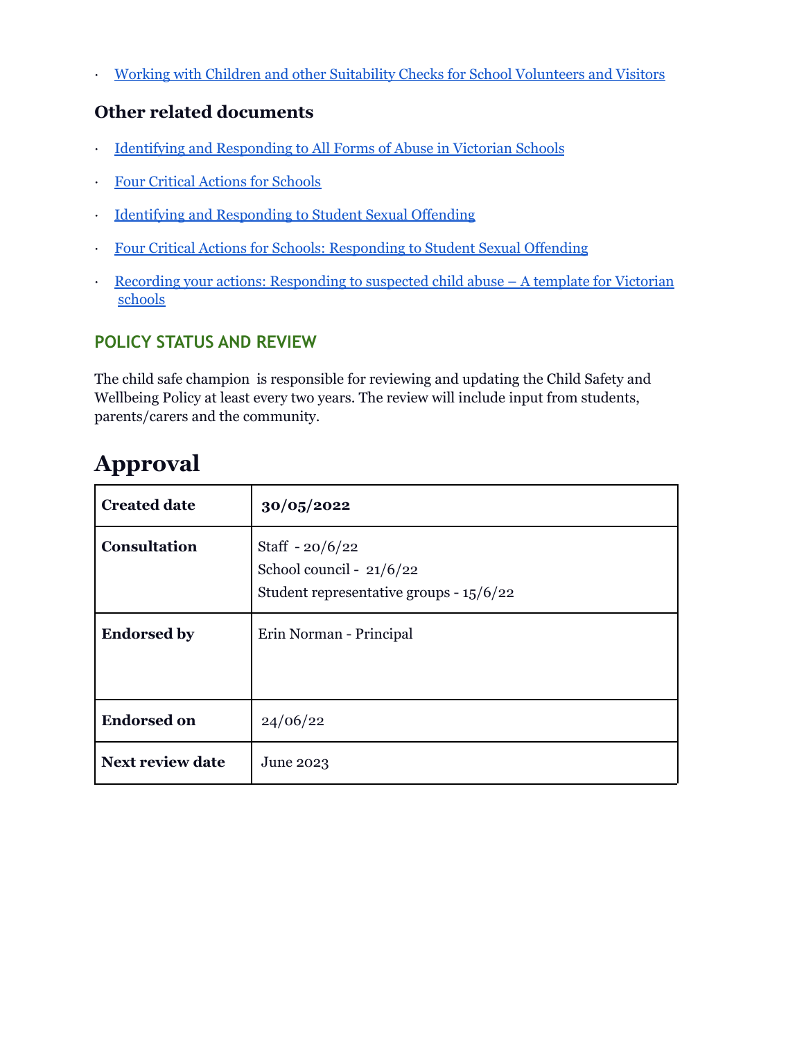- [Working with Children and other Suitability Checks for School Volunteers and Visitors]

### Other related documents

- [Identifying and Responding to All Forms of Abuse in Victorian Schools]
- [Four Critical Actions for Schools]
- [Identifying and Responding to Student Sexual Offending]
- [Four Critical Actions for Schools: Responding to Student Sexual Offending]
- [Recording your actions: Responding to suspected child abuse – A template for Victorian schools]

## POLICY STATUS AND REVIEW

The child safe champion is responsible for reviewing and updating the Child Safety and Wellbeing Policy at least every two years. The review will include input from students, parents/carers and the community.

# Approval

| | |
|---|---|
| **Created date** | **30/05/2022** |
| **Consultation** | Staff - 20/6/22<br>School council - 21/6/22<br>Student representative groups - 15/6/22 |
| **Endorsed by** | Erin Norman - Principal |
| **Endorsed on** | 24/06/22 |
| **Next review date** | June 2023 |